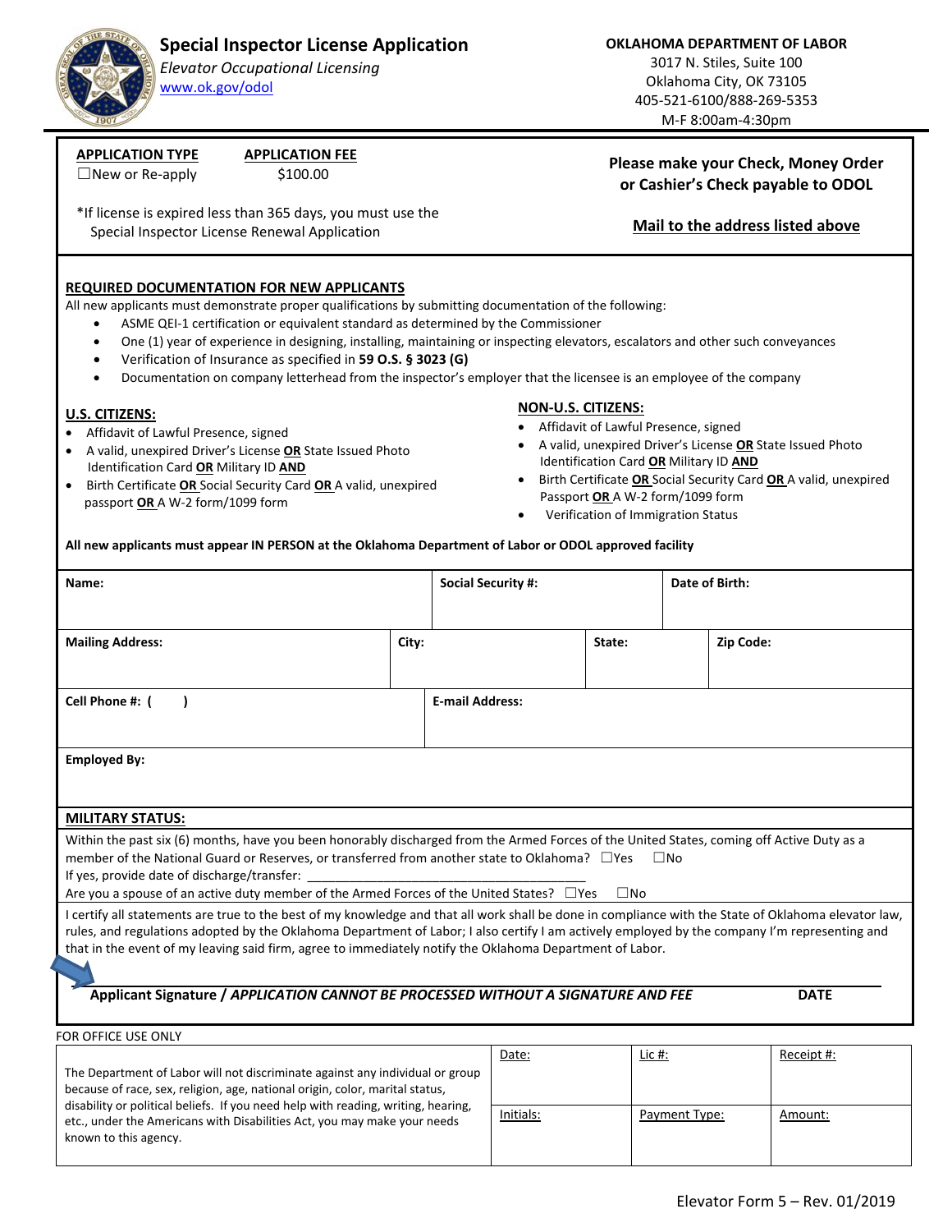# Special Inspector License Application

*Elevator Occupational Licensing*
www.ok.gov/odol

**OKLAHOMA DEPARTMENT OF LABOR**
3017 N. Stiles, Suite 100
Oklahoma City, OK 73105
405-521-6100/888-269-5353
M-F 8:00am-4:30pm

| **APPLICATION TYPE** | **APPLICATION FEE** |
|---|---|
| ☐New or Re-apply | $100.00 |

*If license is expired less than 365 days, you must use the Special Inspector License Renewal Application

**Please make your Check, Money Order or Cashier's Check payable to ODOL**

**Mail to the address listed above**

## REQUIRED DOCUMENTATION FOR NEW APPLICANTS

All new applicants must demonstrate proper qualifications by submitting documentation of the following:

- ASME QEI-1 certification or equivalent standard as determined by the Commissioner
- One (1) year of experience in designing, installing, maintaining or inspecting elevators, escalators and other such conveyances
- Verification of Insurance as specified in **59 O.S. § 3023 (G)**
- Documentation on company letterhead from the inspector's employer that the licensee is an employee of the company

### U.S. CITIZENS:

- Affidavit of Lawful Presence, signed
- A valid, unexpired Driver's License **OR** State Issued Photo Identification Card **OR** Military ID **AND**
- Birth Certificate **OR** Social Security Card **OR** A valid, unexpired passport **OR** A W-2 form/1099 form

### NON-U.S. CITIZENS:

- Affidavit of Lawful Presence, signed
- A valid, unexpired Driver's License **OR** State Issued Photo Identification Card **OR** Military ID **AND**
- Birth Certificate **OR** Social Security Card **OR** A valid, unexpired Passport **OR** A W-2 form/1099 form
- Verification of Immigration Status

**All new applicants must appear IN PERSON at the Oklahoma Department of Labor or ODOL approved facility**

| **Name:** | **Social Security #:** | **Date of Birth:** | |
|---|---|---|---|
| **Mailing Address:** | **City:** | **State:** | **Zip Code:** |
| **Cell Phone #: (    )** | **E-mail Address:** | | |
| **Employed By:** | | | |

## MILITARY STATUS:

Within the past six (6) months, have you been honorably discharged from the Armed Forces of the United States, coming off Active Duty as a member of the National Guard or Reserves, or transferred from another state to Oklahoma? ☐Yes ☐No

If yes, provide date of discharge/transfer: ______________________________

Are you a spouse of an active duty member of the Armed Forces of the United States? ☐Yes ☐No

I certify all statements are true to the best of my knowledge and that all work shall be done in compliance with the State of Oklahoma elevator law, rules, and regulations adopted by the Oklahoma Department of Labor; I also certify I am actively employed by the company I'm representing and that in the event of my leaving said firm, agree to immediately notify the Oklahoma Department of Labor.

**Applicant Signature / *APPLICATION CANNOT BE PROCESSED WITHOUT A SIGNATURE AND FEE*** **DATE**

FOR OFFICE USE ONLY

| The Department of Labor will not discriminate against any individual or group because of race, sex, religion, age, national origin, color, marital status, disability or political beliefs. If you need help with reading, writing, hearing, etc., under the Americans with Disabilities Act, you may make your needs known to this agency. | Date: | Lic #: | Receipt #: |
|---|---|---|---|
| | Initials: | Payment Type: | Amount: |

Elevator Form 5 – Rev. 01/2019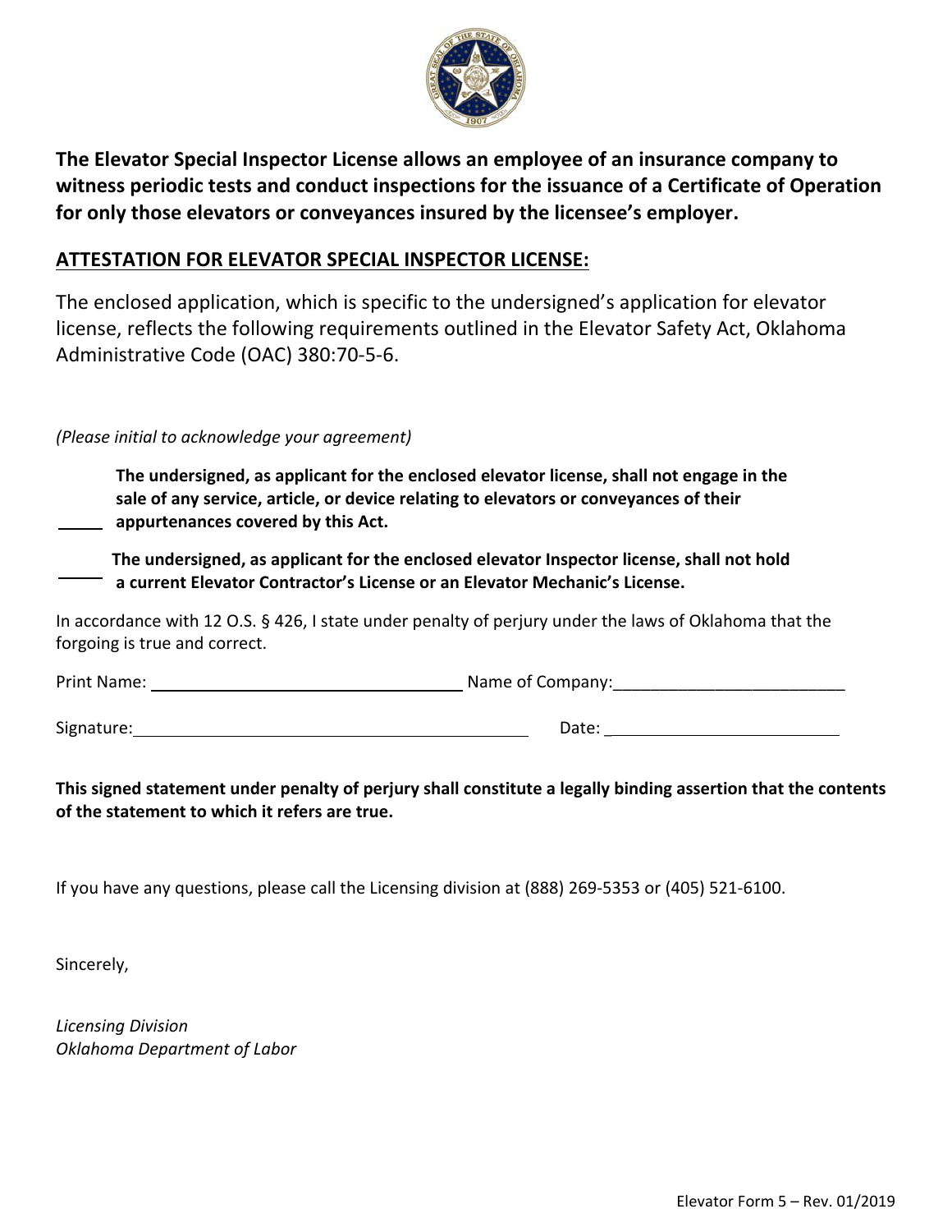**The Elevator Special Inspector License allows an employee of an insurance company to witness periodic tests and conduct inspections for the issuance of a Certificate of Operation for only those elevators or conveyances insured by the licensee's employer.**

## ATTESTATION FOR ELEVATOR SPECIAL INSPECTOR LICENSE:

The enclosed application, which is specific to the undersigned's application for elevator license, reflects the following requirements outlined in the Elevator Safety Act, Oklahoma Administrative Code (OAC) 380:70-5-6.

*(Please initial to acknowledge your agreement)*

_____ **The undersigned, as applicant for the enclosed elevator license, shall not engage in the sale of any service, article, or device relating to elevators or conveyances of their appurtenances covered by this Act.**

_____ **The undersigned, as applicant for the enclosed elevator Inspector license, shall not hold a current Elevator Contractor's License or an Elevator Mechanic's License.**

In accordance with 12 O.S. § 426, I state under penalty of perjury under the laws of Oklahoma that the forgoing is true and correct.

Print Name: ______________________________ Name of Company: ______________________________

Signature: ______________________________ Date: ______________________________

**This signed statement under penalty of perjury shall constitute a legally binding assertion that the contents of the statement to which it refers are true.**

If you have any questions, please call the Licensing division at (888) 269-5353 or (405) 521-6100.

Sincerely,

*Licensing Division*
*Oklahoma Department of Labor*

Elevator Form 5 – Rev. 01/2019